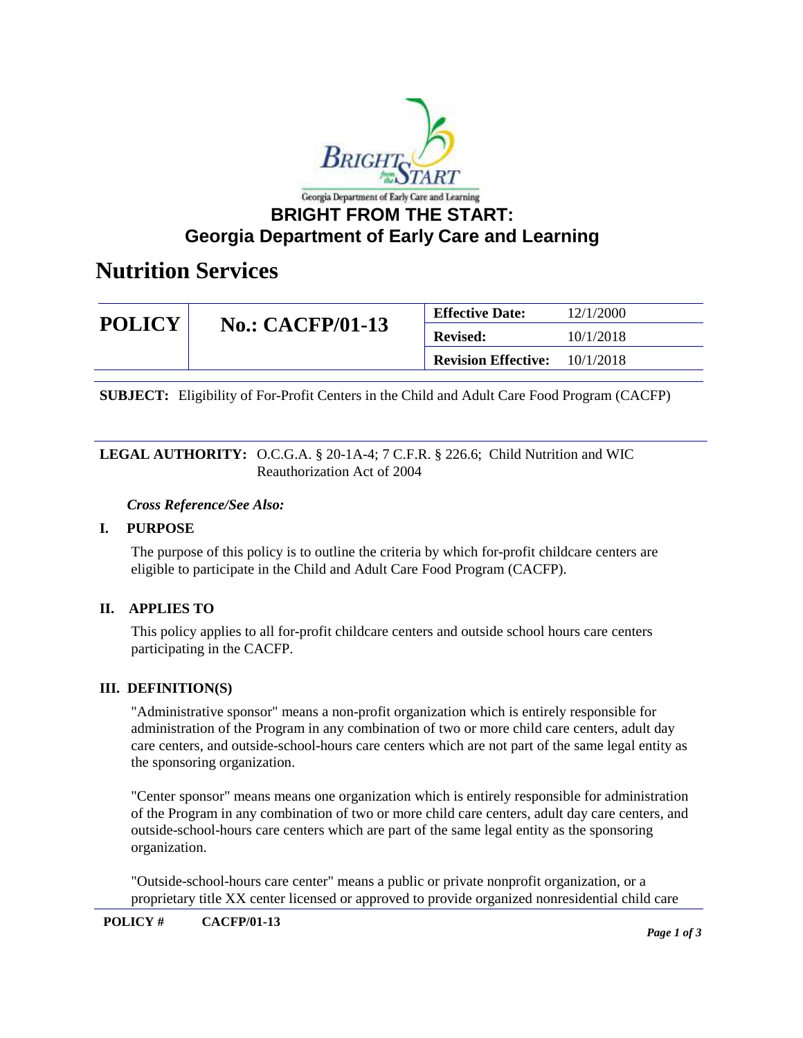Georgia Department of Early Care and Learning

# BRIGHT FROM THE START: Georgia Department of Early Care and Learning

# Nutrition Services

| POLICY | No.: CACFP/01-13 | Effective Date: | 12/1/2000 |
|---|---|---|---|
| | | Revised: | 10/1/2018 |
| | | Revision Effective: | 10/1/2018 |

**SUBJECT:** Eligibility of For-Profit Centers in the Child and Adult Care Food Program (CACFP)

**LEGAL AUTHORITY:** O.C.G.A. § 20-1A-4; 7 C.F.R. § 226.6; Child Nutrition and WIC Reauthorization Act of 2004

*Cross Reference/See Also:*

## I. PURPOSE

The purpose of this policy is to outline the criteria by which for-profit childcare centers are eligible to participate in the Child and Adult Care Food Program (CACFP).

## II. APPLIES TO

This policy applies to all for-profit childcare centers and outside school hours care centers participating in the CACFP.

## III. DEFINITION(S)

"Administrative sponsor" means a non-profit organization which is entirely responsible for administration of the Program in any combination of two or more child care centers, adult day care centers, and outside-school-hours care centers which are not part of the same legal entity as the sponsoring organization.

"Center sponsor" means means one organization which is entirely responsible for administration of the Program in any combination of two or more child care centers, adult day care centers, and outside-school-hours care centers which are part of the same legal entity as the sponsoring organization.

"Outside-school-hours care center" means a public or private nonprofit organization, or a proprietary title XX center licensed or approved to provide organized nonresidential child care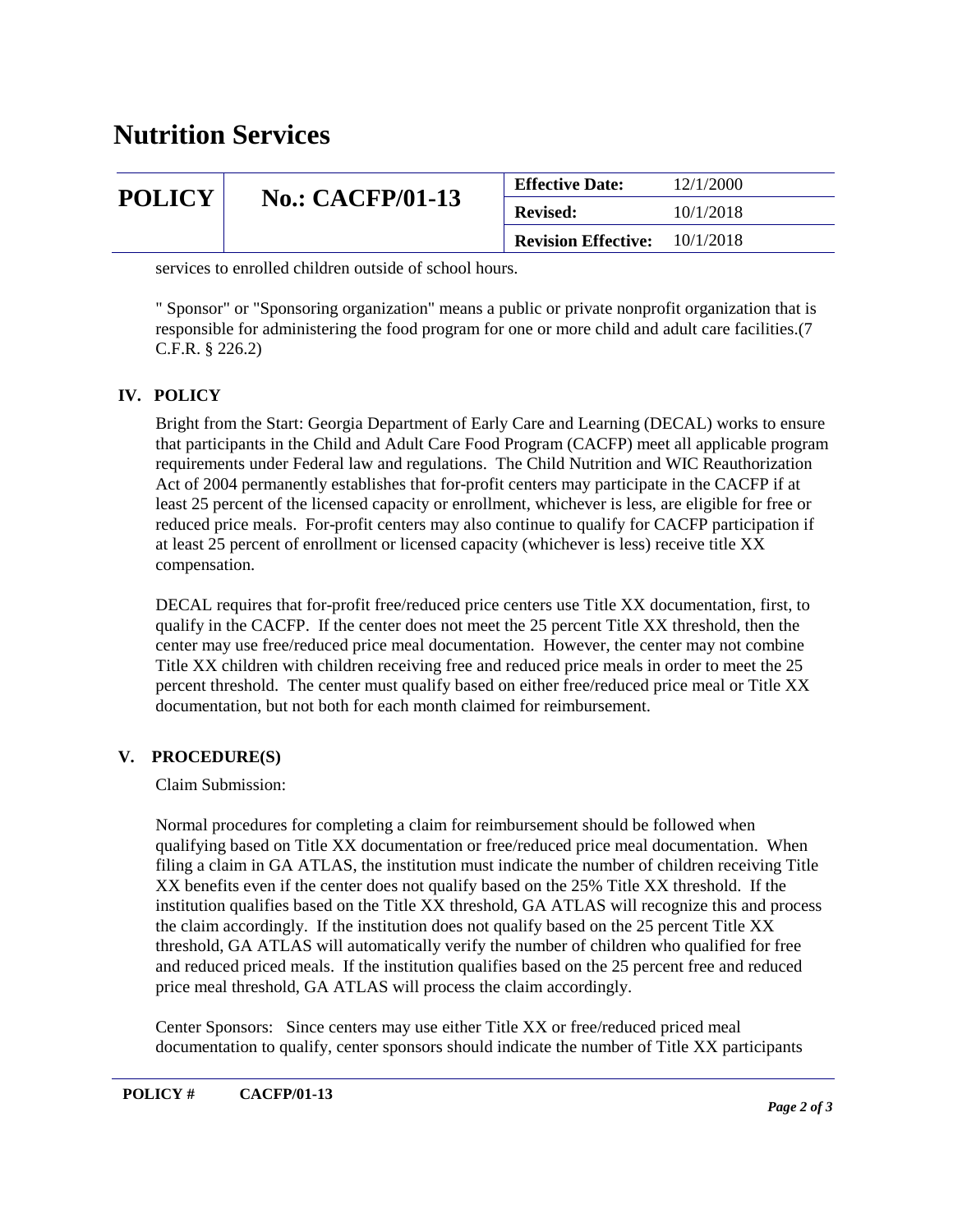services to enrolled children outside of school hours.

" Sponsor" or "Sponsoring organization" means a public or private nonprofit organization that is responsible for administering the food program for one or more child and adult care facilities.(7 C.F.R. § 226.2)

## IV. POLICY

Bright from the Start: Georgia Department of Early Care and Learning (DECAL) works to ensure that participants in the Child and Adult Care Food Program (CACFP) meet all applicable program requirements under Federal law and regulations. The Child Nutrition and WIC Reauthorization Act of 2004 permanently establishes that for-profit centers may participate in the CACFP if at least 25 percent of the licensed capacity or enrollment, whichever is less, are eligible for free or reduced price meals. For-profit centers may also continue to qualify for CACFP participation if at least 25 percent of enrollment or licensed capacity (whichever is less) receive title XX compensation.

DECAL requires that for-profit free/reduced price centers use Title XX documentation, first, to qualify in the CACFP. If the center does not meet the 25 percent Title XX threshold, then the center may use free/reduced price meal documentation. However, the center may not combine Title XX children with children receiving free and reduced price meals in order to meet the 25 percent threshold. The center must qualify based on either free/reduced price meal or Title XX documentation, but not both for each month claimed for reimbursement.

## V. PROCEDURE(S)

Claim Submission:

Normal procedures for completing a claim for reimbursement should be followed when qualifying based on Title XX documentation or free/reduced price meal documentation. When filing a claim in GA ATLAS, the institution must indicate the number of children receiving Title XX benefits even if the center does not qualify based on the 25% Title XX threshold. If the institution qualifies based on the Title XX threshold, GA ATLAS will recognize this and process the claim accordingly. If the institution does not qualify based on the 25 percent Title XX threshold, GA ATLAS will automatically verify the number of children who qualified for free and reduced priced meals. If the institution qualifies based on the 25 percent free and reduced price meal threshold, GA ATLAS will process the claim accordingly.

Center Sponsors: Since centers may use either Title XX or free/reduced priced meal documentation to qualify, center sponsors should indicate the number of Title XX participants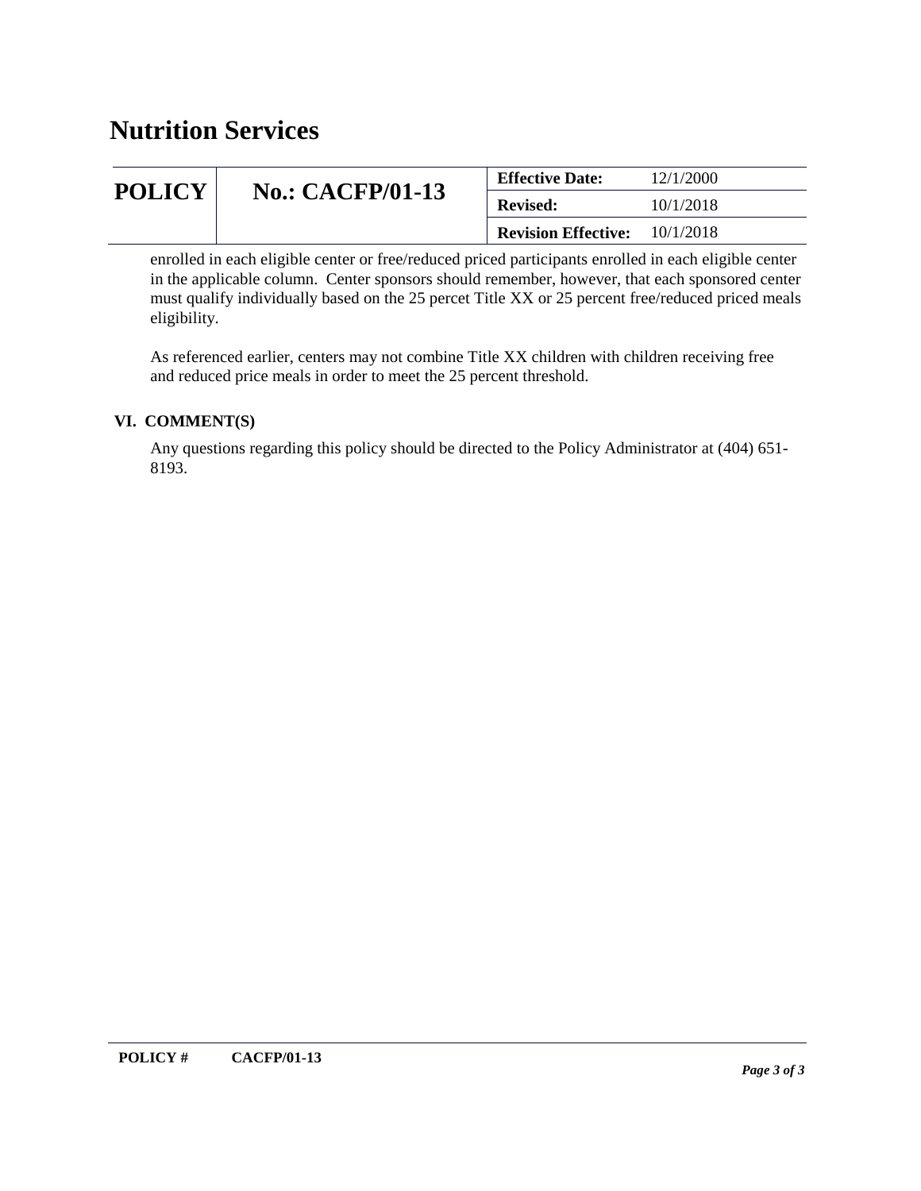enrolled in each eligible center or free/reduced priced participants enrolled in each eligible center in the applicable column. Center sponsors should remember, however, that each sponsored center must qualify individually based on the 25 percet Title XX or 25 percent free/reduced priced meals eligibility.

As referenced earlier, centers may not combine Title XX children with children receiving free and reduced price meals in order to meet the 25 percent threshold.

## VI. COMMENT(S)

Any questions regarding this policy should be directed to the Policy Administrator at (404) 651-8193.